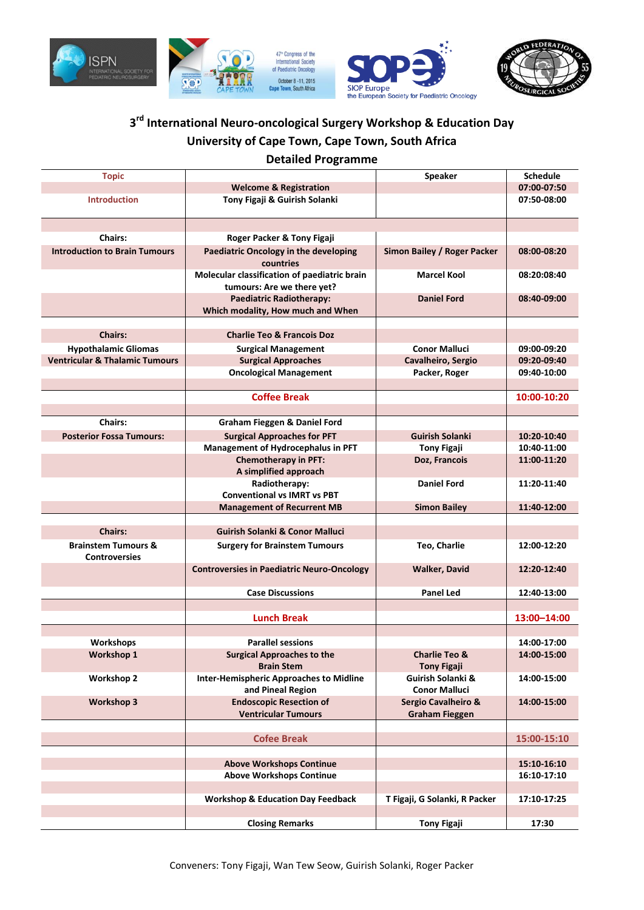# 3rd International Neuro-oncological Surgery Workshop & Education Day

## University of Cape Town, Cape Town, South Africa

## Detailed Programme

| Topic | | Speaker | Schedule |
|---|---|---|---|
| | Welcome & Registration | | 07:00-07:50 |
| Introduction | Tony Figaji & Guirish Solanki | | 07:50-08:00 |
| | | | |
| Chairs: | Roger Packer & Tony Figaji | | |
| Introduction to Brain Tumours | Paediatric Oncology in the developing countries | Simon Bailey / Roger Packer | 08:00-08:20 |
| | Molecular classification of paediatric brain tumours: Are we there yet? | Marcel Kool | 08:20:08:40 |
| | Paediatric Radiotherapy: Which modality, How much and When | Daniel Ford | 08:40-09:00 |
| | | | |
| Chairs: | Charlie Teo & Francois Doz | | |
| Hypothalamic Gliomas | Surgical Management | Conor Malluci | 09:00-09:20 |
| Ventricular & Thalamic Tumours | Surgical Approaches | Cavalheiro, Sergio | 09:20-09:40 |
| | Oncological Management | Packer, Roger | 09:40-10:00 |
| | | | |
| | Coffee Break | | 10:00-10:20 |
| | | | |
| Chairs: | Graham Fieggen & Daniel Ford | | |
| Posterior Fossa Tumours: | Surgical Approaches for PFT | Guirish Solanki | 10:20-10:40 |
| | Management of Hydrocephalus in PFT | Tony Figaji | 10:40-11:00 |
| | Chemotherapy in PFT: A simplified approach | Doz, Francois | 11:00-11:20 |
| | Radiotherapy: Conventional vs IMRT vs PBT | Daniel Ford | 11:20-11:40 |
| | Management of Recurrent MB | Simon Bailey | 11:40-12:00 |
| | | | |
| Chairs: | Guirish Solanki & Conor Malluci | | |
| Brainstem Tumours & Controversies | Surgery for Brainstem Tumours | Teo, Charlie | 12:00-12:20 |
| | Controversies in Paediatric Neuro-Oncology | Walker, David | 12:20-12:40 |
| | Case Discussions | Panel Led | 12:40-13:00 |
| | | | |
| | Lunch Break | | 13:00–14:00 |
| | | | |
| Workshops | Parallel sessions | | 14:00-17:00 |
| Workshop 1 | Surgical Approaches to the Brain Stem | Charlie Teo & Tony Figaji | 14:00-15:00 |
| Workshop 2 | Inter-Hemispheric Approaches to Midline and Pineal Region | Guirish Solanki & Conor Malluci | 14:00-15:00 |
| Workshop 3 | Endoscopic Resection of Ventricular Tumours | Sergio Cavalheiro & Graham Fieggen | 14:00-15:00 |
| | | | |
| | Cofee Break | | 15:00-15:10 |
| | | | |
| | Above Workshops Continue | | 15:10-16:10 |
| | Above Workshops Continue | | 16:10-17:10 |
| | | | |
| | Workshop & Education Day Feedback | T Figaji, G Solanki, R Packer | 17:10-17:25 |
| | | | |
| | Closing Remarks | Tony Figaji | 17:30 |

Conveners: Tony Figaji, Wan Tew Seow, Guirish Solanki, Roger Packer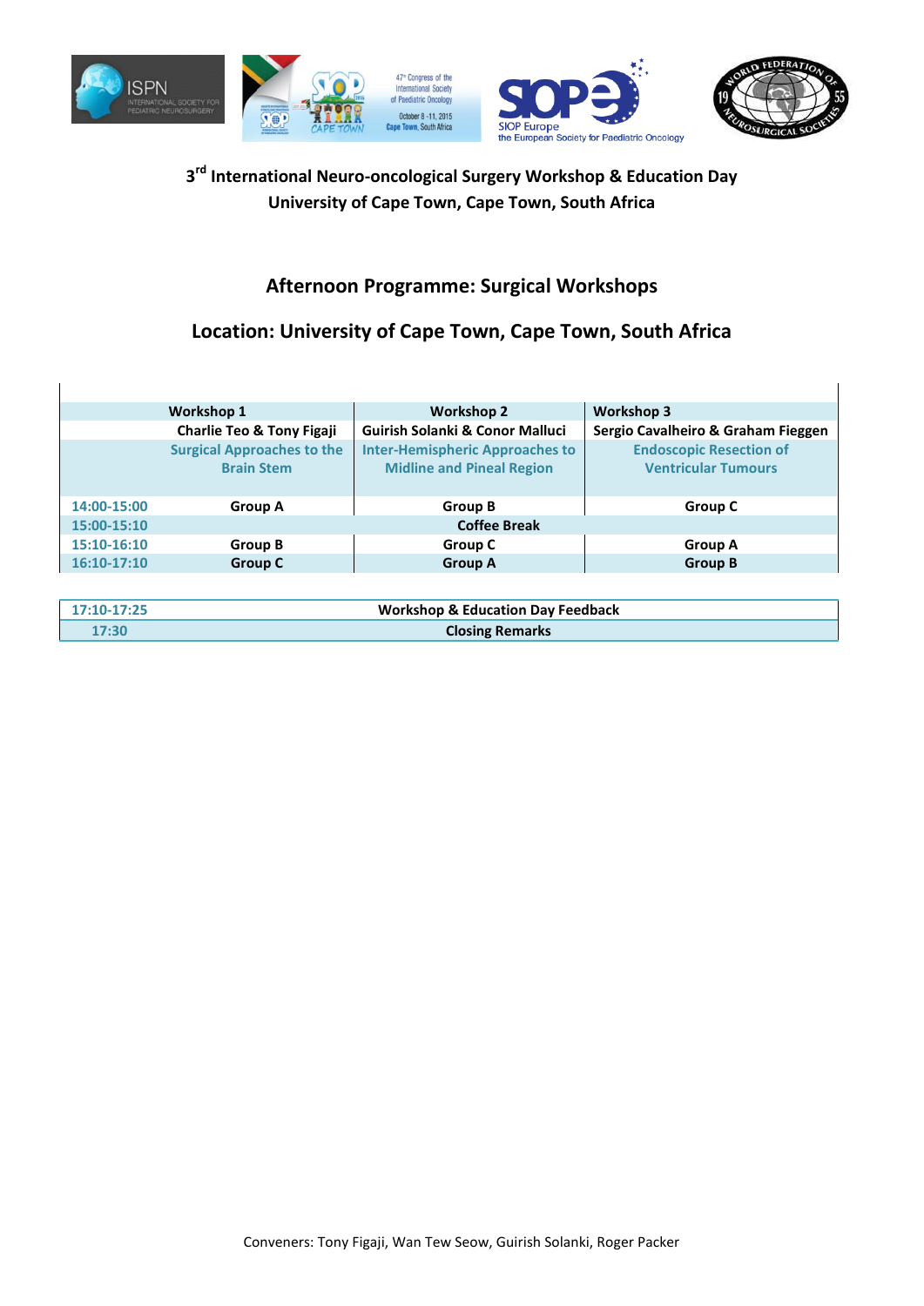### 3rd International Neuro-oncological Surgery Workshop & Education Day
### University of Cape Town, Cape Town, South Africa

## Afternoon Programme: Surgical Workshops

## Location: University of Cape Town, Cape Town, South Africa

| | Workshop 1 | Workshop 2 | Workshop 3 |
|---|---|---|---|
| | Charlie Teo & Tony Figaji | Guirish Solanki & Conor Malluci | Sergio Cavalheiro & Graham Fieggen |
| | Surgical Approaches to the Brain Stem | Inter-Hemispheric Approaches to Midline and Pineal Region | Endoscopic Resection of Ventricular Tumours |
| 14:00-15:00 | Group A | Group B | Group C |
| 15:00-15:10 | | Coffee Break | |
| 15:10-16:10 | Group B | Group C | Group A |
| 16:10-17:10 | Group C | Group A | Group B |

| | |
|---|---|
| 17:10-17:25 | Workshop & Education Day Feedback |
| 17:30 | Closing Remarks |

Conveners: Tony Figaji, Wan Tew Seow, Guirish Solanki, Roger Packer